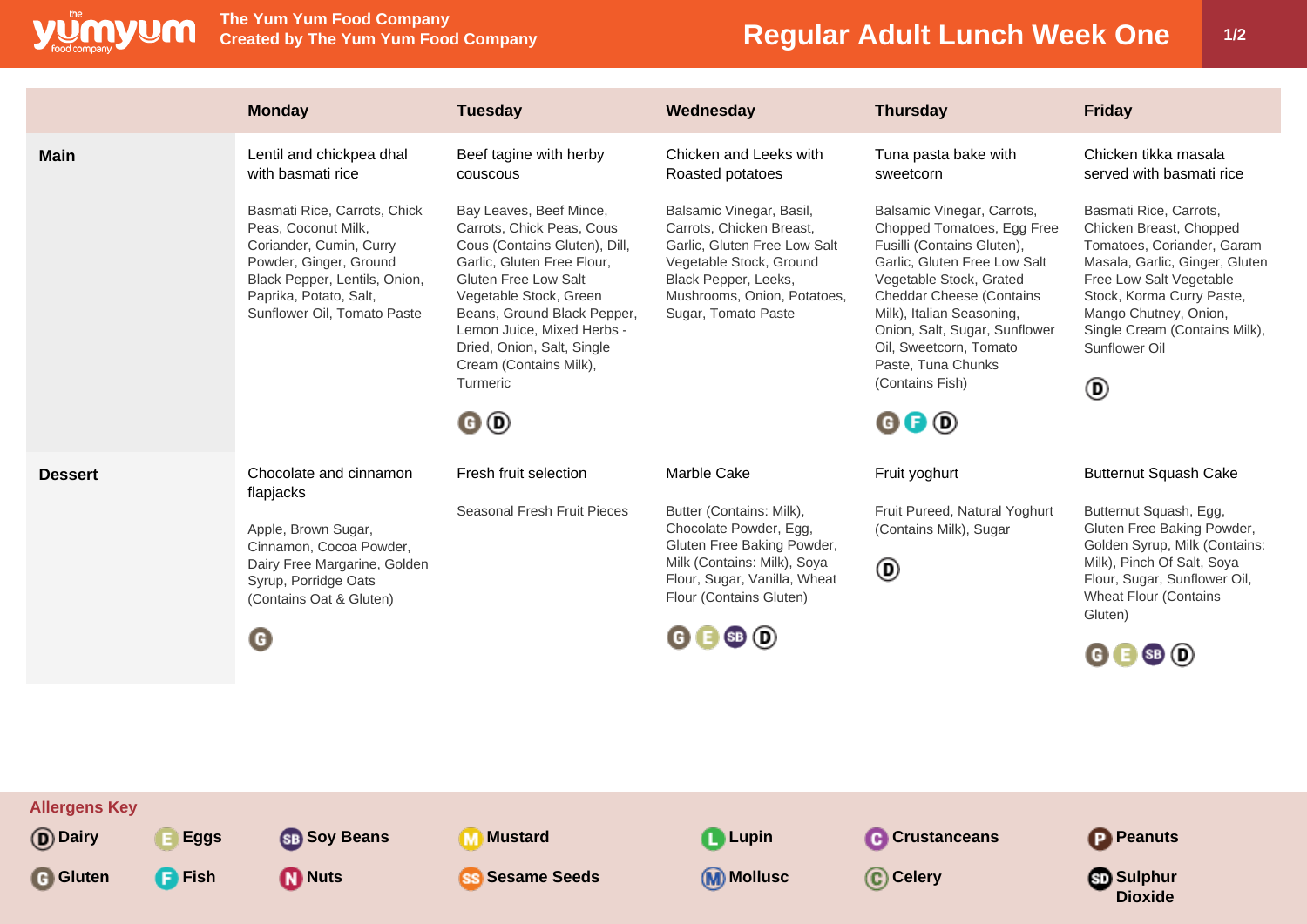The Yum Yum Food Company
Created by The Yum Yum Food Company

# Regular Adult Lunch Week One

| | Monday | Tuesday | Wednesday | Thursday | Friday |
|---|---|---|---|---|---|
| **Main** | Lentil and chickpea dhal with basmati rice<br><br>Basmati Rice, Carrots, Chick Peas, Coconut Milk, Coriander, Cumin, Curry Powder, Ginger, Ground Black Pepper, Lentils, Onion, Paprika, Potato, Salt, Sunflower Oil, Tomato Paste | Beef tagine with herby couscous<br><br>Bay Leaves, Beef Mince, Carrots, Chick Peas, Cous Cous (Contains Gluten), Dill, Garlic, Gluten Free Flour, Gluten Free Low Salt Vegetable Stock, Green Beans, Ground Black Pepper, Lemon Juice, Mixed Herbs - Dried, Onion, Salt, Single Cream (Contains Milk), Turmeric<br><br>G D | Chicken and Leeks with Roasted potatoes<br><br>Balsamic Vinegar, Basil, Carrots, Chicken Breast, Garlic, Gluten Free Low Salt Vegetable Stock, Ground Black Pepper, Leeks, Mushrooms, Onion, Potatoes, Sugar, Tomato Paste | Tuna pasta bake with sweetcorn<br><br>Balsamic Vinegar, Carrots, Chopped Tomatoes, Egg Free Fusilli (Contains Gluten), Garlic, Gluten Free Low Salt Vegetable Stock, Grated Cheddar Cheese (Contains Milk), Italian Seasoning, Onion, Salt, Sugar, Sunflower Oil, Sweetcorn, Tomato Paste, Tuna Chunks (Contains Fish)<br><br>G F D | Chicken tikka masala served with basmati rice<br><br>Basmati Rice, Carrots, Chicken Breast, Chopped Tomatoes, Coriander, Garam Masala, Garlic, Ginger, Gluten Free Low Salt Vegetable Stock, Korma Curry Paste, Mango Chutney, Onion, Single Cream (Contains Milk), Sunflower Oil<br><br>D |
| **Dessert** | Chocolate and cinnamon flapjacks<br><br>Apple, Brown Sugar, Cinnamon, Cocoa Powder, Dairy Free Margarine, Golden Syrup, Porridge Oats (Contains Oat & Gluten)<br><br>G | Fresh fruit selection<br><br>Seasonal Fresh Fruit Pieces | Marble Cake<br><br>Butter (Contains: Milk), Chocolate Powder, Egg, Gluten Free Baking Powder, Milk (Contains: Milk), Soya Flour, Sugar, Vanilla, Wheat Flour (Contains Gluten)<br><br>G E SB D | Fruit yoghurt<br><br>Fruit Pureed, Natural Yoghurt (Contains Milk), Sugar<br><br>D | Butternut Squash Cake<br><br>Butternut Squash, Egg, Gluten Free Baking Powder, Golden Syrup, Milk (Contains: Milk), Pinch Of Salt, Soya Flour, Sugar, Sunflower Oil, Wheat Flour (Contains Gluten)<br><br>G E SB D |

**Allergens Key**

- D Dairy
- G Gluten
- E Eggs
- F Fish
- SB Soy Beans
- N Nuts
- M Mustard
- SS Sesame Seeds
- L Lupin
- M Mollusc
- C Crustaceans
- C Celery
- P Peanuts
- SD Sulphur Dioxide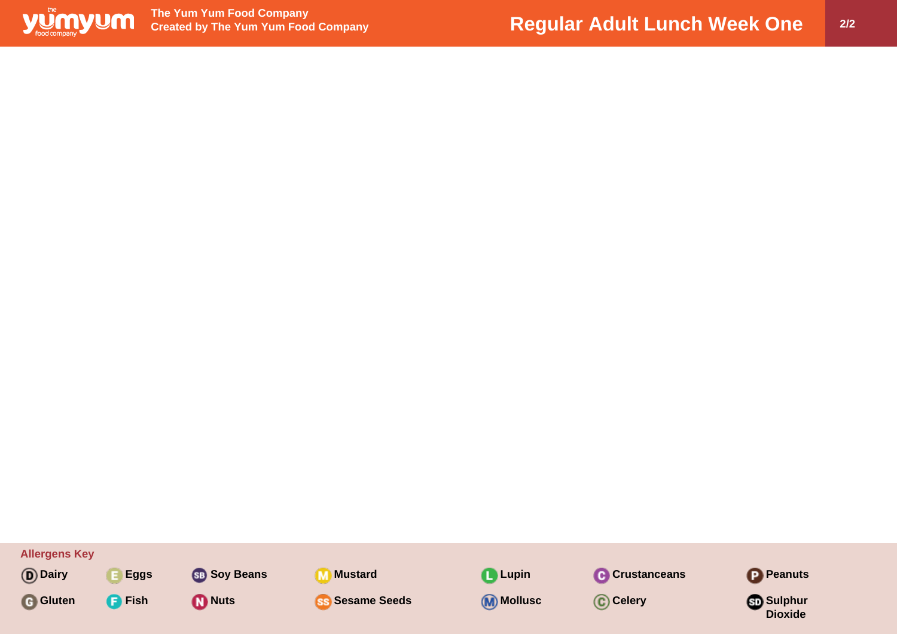**Allergens Key**

| | | | | | | |
|---|---|---|---|---|---|---|
| D Dairy | E Eggs | SB Soy Beans | M Mustard | L Lupin | C Crustanceans | P Peanuts |
| G Gluten | F Fish | N Nuts | SS Sesame Seeds | M Mollusc | C Celery | SD Sulphur Dioxide |